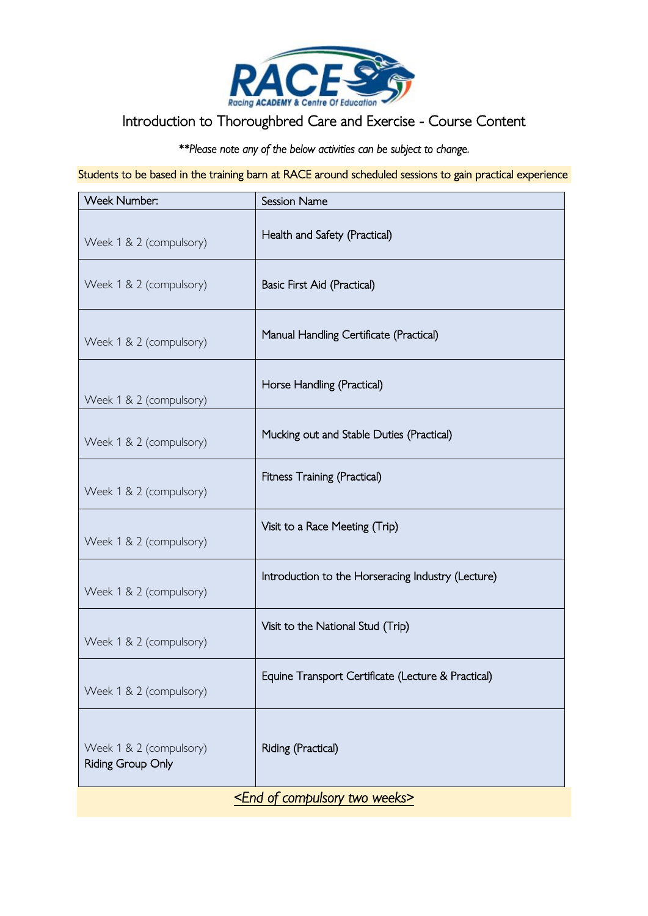RACE
Racing ACADEMY & Centre Of Education

# Introduction to Thoroughbred Care and Exercise - Course Content

*\*\*Please note any of the below activities can be subject to change.*

Students to be based in the training barn at RACE around scheduled sessions to gain practical experience

| Week Number: | Session Name |
|---|---|
| Week 1 & 2 (compulsory) | Health and Safety (Practical) |
| Week 1 & 2 (compulsory) | Basic First Aid (Practical) |
| Week 1 & 2 (compulsory) | Manual Handling Certificate (Practical) |
| Week 1 & 2 (compulsory) | Horse Handling (Practical) |
| Week 1 & 2 (compulsory) | Mucking out and Stable Duties (Practical) |
| Week 1 & 2 (compulsory) | Fitness Training (Practical) |
| Week 1 & 2 (compulsory) | Visit to a Race Meeting (Trip) |
| Week 1 & 2 (compulsory) | Introduction to the Horseracing Industry (Lecture) |
| Week 1 & 2 (compulsory) | Visit to the National Stud (Trip) |
| Week 1 & 2 (compulsory) | Equine Transport Certificate (Lecture & Practical) |
| Week 1 & 2 (compulsory) Riding Group Only | Riding (Practical) |

*<End of compulsory two weeks>*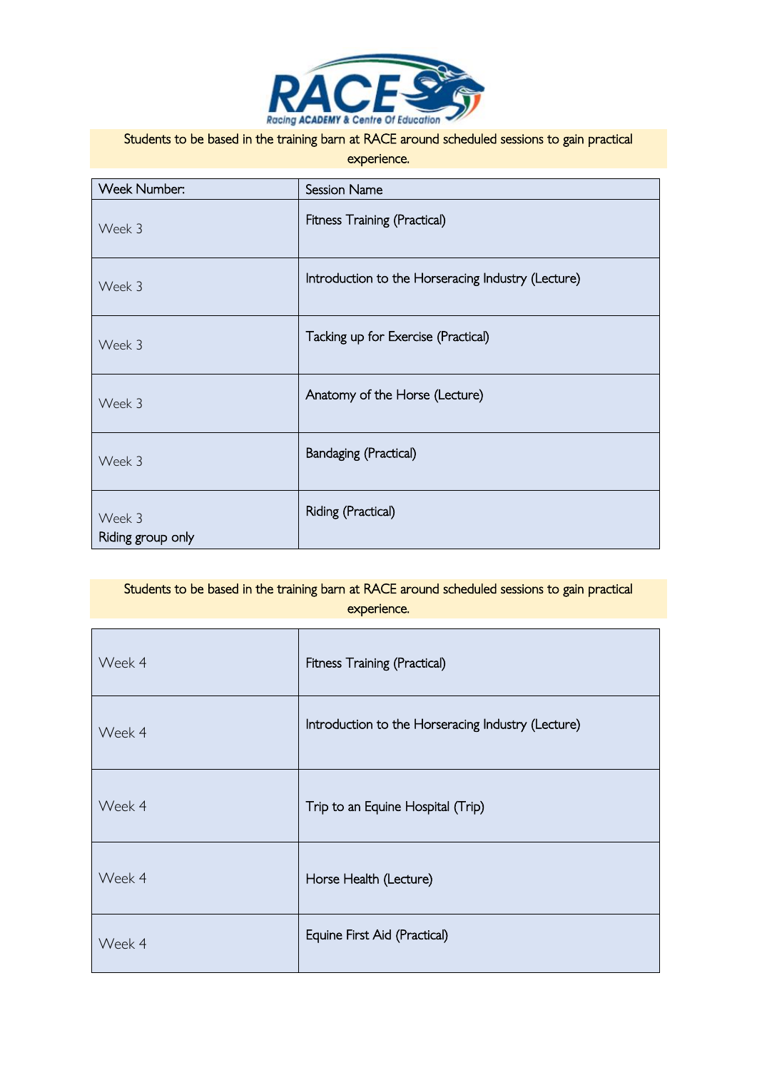Students to be based in the training barn at RACE around scheduled sessions to gain practical experience.

| Week Number: | Session Name |
|---|---|
| Week 3 | Fitness Training (Practical) |
| Week 3 | Introduction to the Horseracing Industry (Lecture) |
| Week 3 | Tacking up for Exercise (Practical) |
| Week 3 | Anatomy of the Horse (Lecture) |
| Week 3 | Bandaging (Practical) |
| Week 3 Riding group only | Riding (Practical) |

Students to be based in the training barn at RACE around scheduled sessions to gain practical experience.

| | |
|---|---|
| Week 4 | Fitness Training (Practical) |
| Week 4 | Introduction to the Horseracing Industry (Lecture) |
| Week 4 | Trip to an Equine Hospital (Trip) |
| Week 4 | Horse Health (Lecture) |
| Week 4 | Equine First Aid (Practical) |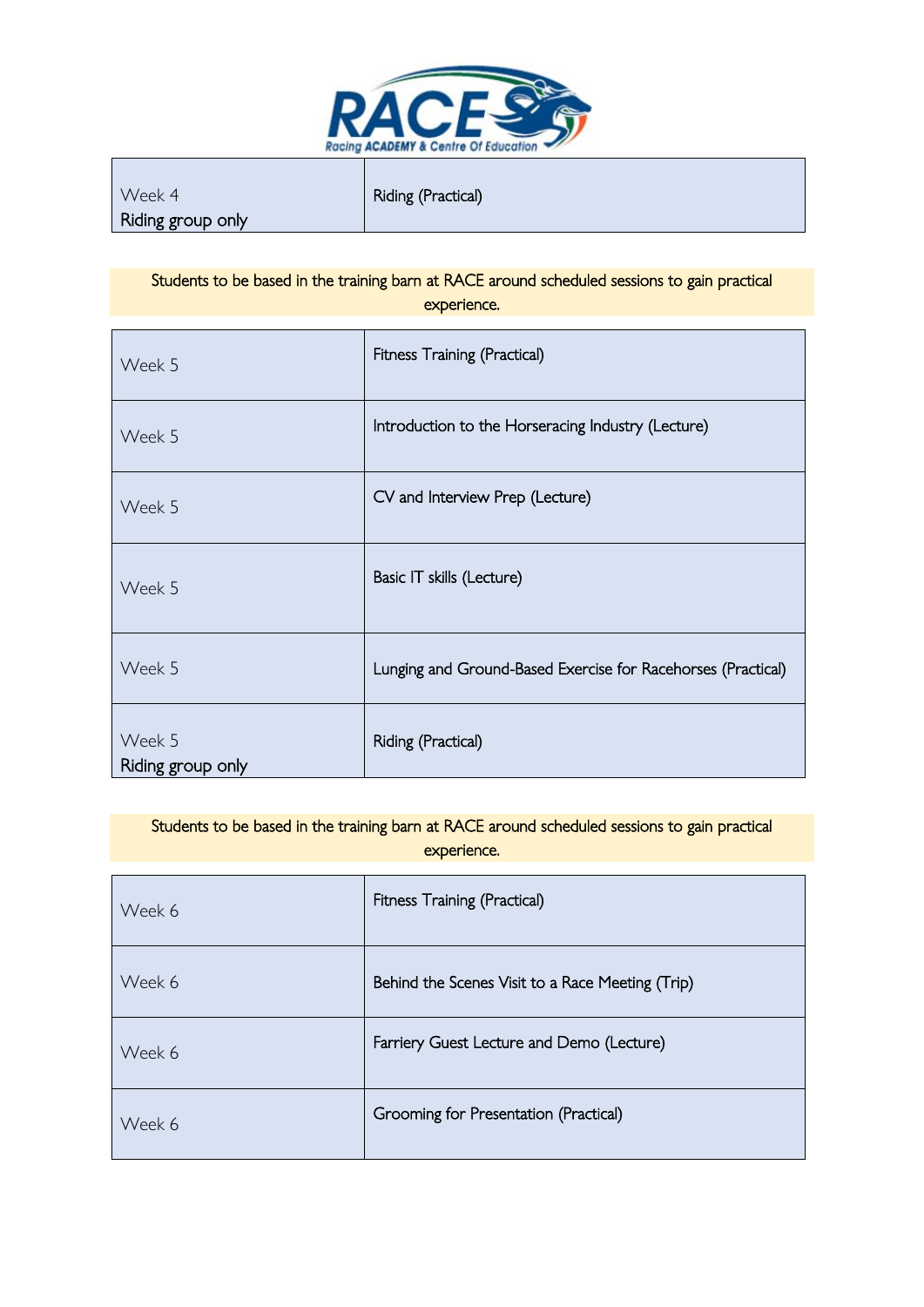| Week 4<br>Riding group only | Riding (Practical) |
|---|---|

Students to be based in the training barn at RACE around scheduled sessions to gain practical experience.

| Week 5 | Fitness Training (Practical) |
|---|---|
| Week 5 | Introduction to the Horseracing Industry (Lecture) |
| Week 5 | CV and Interview Prep (Lecture) |
| Week 5 | Basic IT skills (Lecture) |
| Week 5 | Lunging and Ground-Based Exercise for Racehorses (Practical) |
| Week 5<br>Riding group only | Riding (Practical) |

Students to be based in the training barn at RACE around scheduled sessions to gain practical experience.

| Week 6 | Fitness Training (Practical) |
|---|---|
| Week 6 | Behind the Scenes Visit to a Race Meeting (Trip) |
| Week 6 | Farriery Guest Lecture and Demo (Lecture) |
| Week 6 | Grooming for Presentation (Practical) |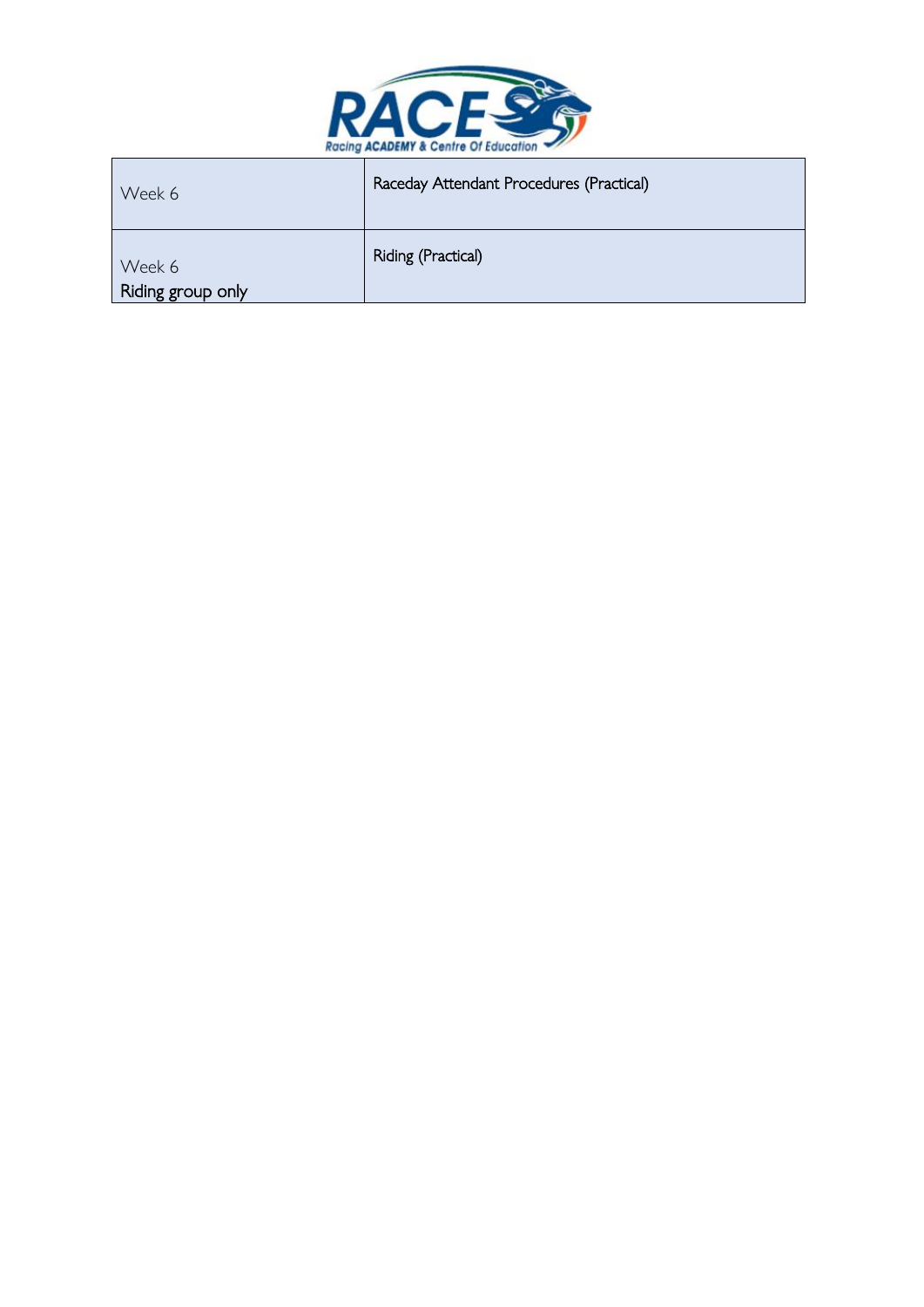| | |
|---|---|
| Week 6 | Raceday Attendant Procedures (Practical) |
| Week 6<br>Riding group only | Riding (Practical) |